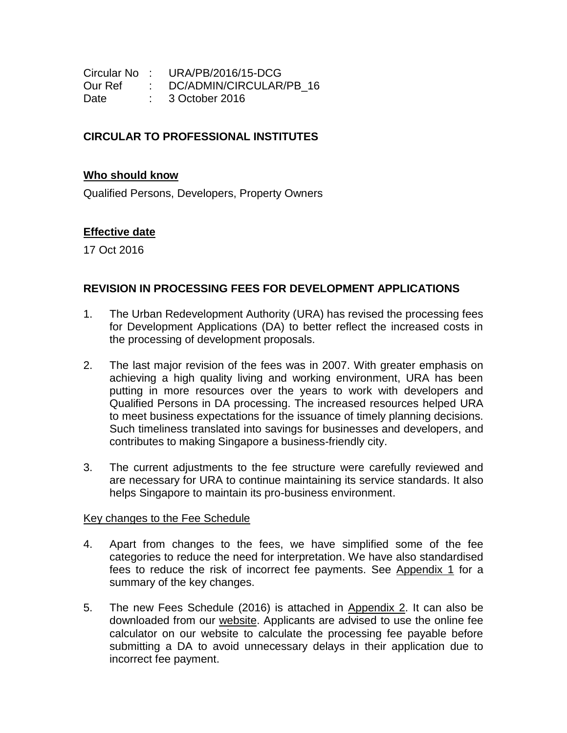Circular No : URA/PB/2016/15-DCG
Our Ref : DC/ADMIN/CIRCULAR/PB_16
Date : 3 October 2016

**CIRCULAR TO PROFESSIONAL INSTITUTES**

**Who should know**

Qualified Persons, Developers, Property Owners

**Effective date**

17 Oct 2016

## REVISION IN PROCESSING FEES FOR DEVELOPMENT APPLICATIONS

1. The Urban Redevelopment Authority (URA) has revised the processing fees for Development Applications (DA) to better reflect the increased costs in the processing of development proposals.

2. The last major revision of the fees was in 2007. With greater emphasis on achieving a high quality living and working environment, URA has been putting in more resources over the years to work with developers and Qualified Persons in DA processing. The increased resources helped URA to meet business expectations for the issuance of timely planning decisions. Such timeliness translated into savings for businesses and developers, and contributes to making Singapore a business-friendly city.

3. The current adjustments to the fee structure were carefully reviewed and are necessary for URA to continue maintaining its service standards. It also helps Singapore to maintain its pro-business environment.

Key changes to the Fee Schedule

4. Apart from changes to the fees, we have simplified some of the fee categories to reduce the need for interpretation. We have also standardised fees to reduce the risk of incorrect fee payments. See Appendix 1 for a summary of the key changes.

5. The new Fees Schedule (2016) is attached in Appendix 2. It can also be downloaded from our website. Applicants are advised to use the online fee calculator on our website to calculate the processing fee payable before submitting a DA to avoid unnecessary delays in their application due to incorrect fee payment.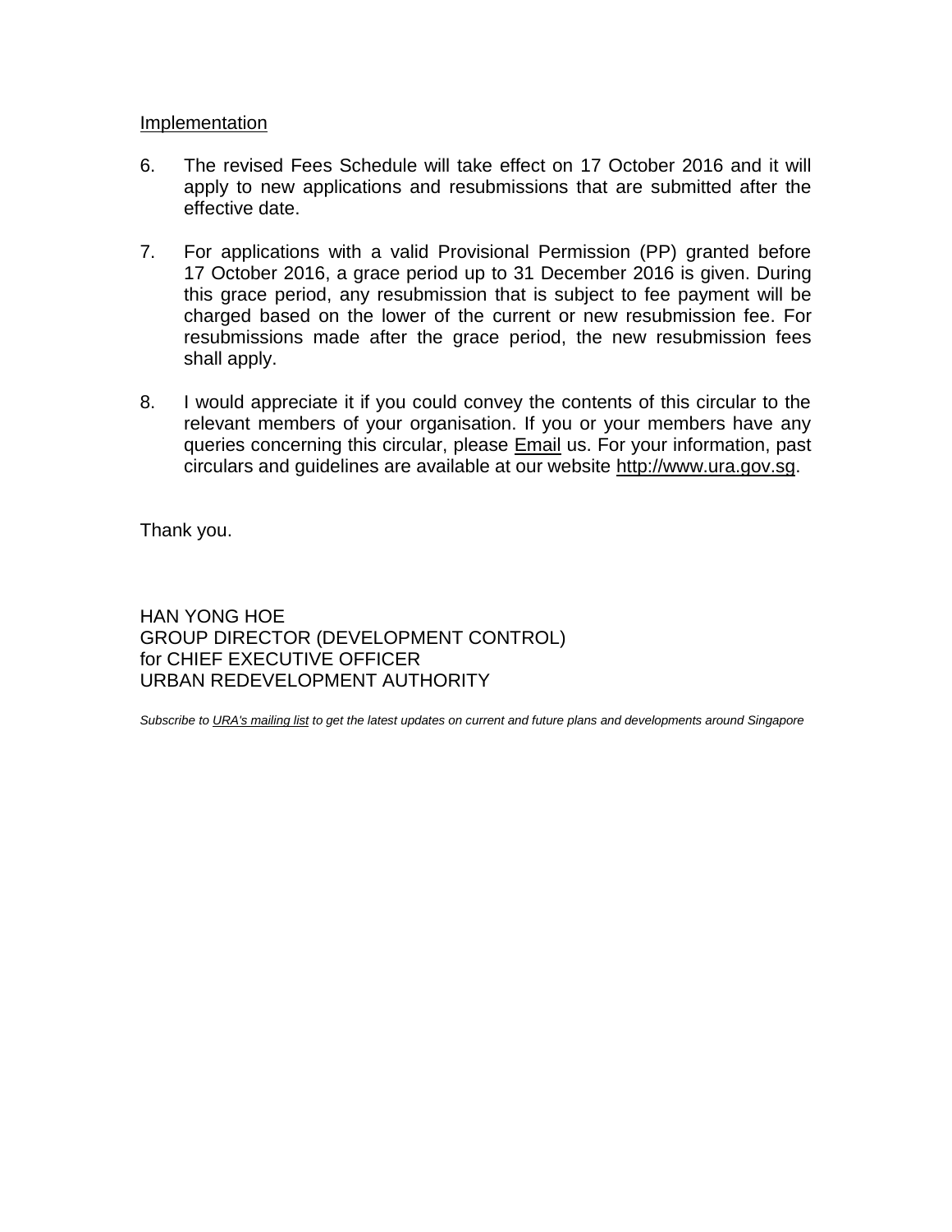Implementation

6. The revised Fees Schedule will take effect on 17 October 2016 and it will apply to new applications and resubmissions that are submitted after the effective date.

7. For applications with a valid Provisional Permission (PP) granted before 17 October 2016, a grace period up to 31 December 2016 is given. During this grace period, any resubmission that is subject to fee payment will be charged based on the lower of the current or new resubmission fee. For resubmissions made after the grace period, the new resubmission fees shall apply.

8. I would appreciate it if you could convey the contents of this circular to the relevant members of your organisation. If you or your members have any queries concerning this circular, please Email us. For your information, past circulars and guidelines are available at our website http://www.ura.gov.sg.

Thank you.

HAN YONG HOE
GROUP DIRECTOR (DEVELOPMENT CONTROL)
for CHIEF EXECUTIVE OFFICER
URBAN REDEVELOPMENT AUTHORITY

*Subscribe to URA's mailing list to get the latest updates on current and future plans and developments around Singapore*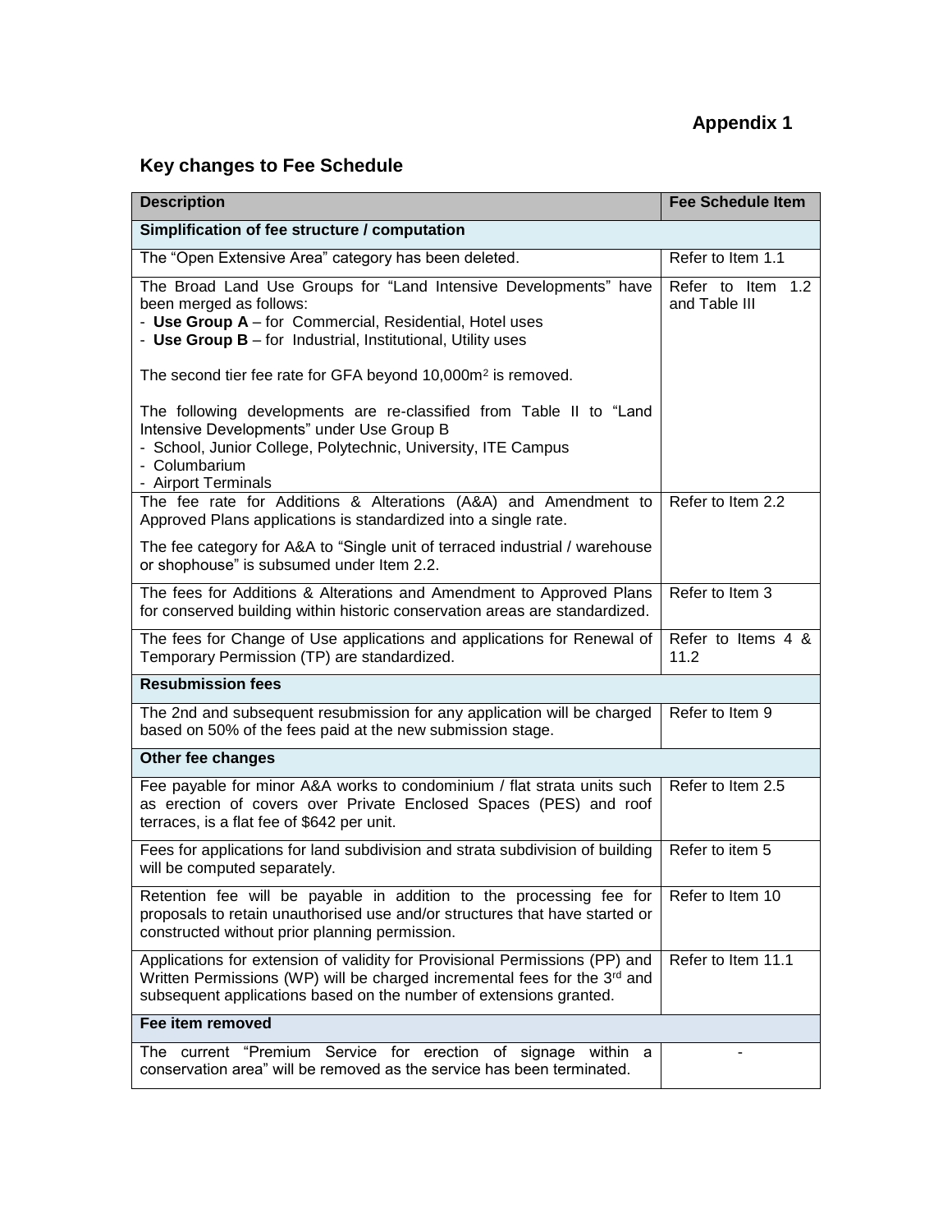**Appendix 1**

## Key changes to Fee Schedule

| Description | Fee Schedule Item |
|---|---|
| **Simplification of fee structure / computation** | |
| The "Open Extensive Area" category has been deleted. | Refer to Item 1.1 |
| The Broad Land Use Groups for "Land Intensive Developments" have been merged as follows:<br>- **Use Group A** – for Commercial, Residential, Hotel uses<br>- **Use Group B** – for Industrial, Institutional, Utility uses<br><br>The second tier fee rate for GFA beyond 10,000m$^2$ is removed.<br><br>The following developments are re-classified from Table II to "Land Intensive Developments" under Use Group B<br>- School, Junior College, Polytechnic, University, ITE Campus<br>- Columbarium<br>- Airport Terminals | Refer to Item 1.2 and Table III |
| The fee rate for Additions & Alterations (A&A) and Amendment to Approved Plans applications is standardized into a single rate.<br><br>The fee category for A&A to "Single unit of terraced industrial / warehouse or shophouse" is subsumed under Item 2.2. | Refer to Item 2.2 |
| The fees for Additions & Alterations and Amendment to Approved Plans for conserved building within historic conservation areas are standardized. | Refer to Item 3 |
| The fees for Change of Use applications and applications for Renewal of Temporary Permission (TP) are standardized. | Refer to Items 4 & 11.2 |
| **Resubmission fees** | |
| The 2nd and subsequent resubmission for any application will be charged based on 50% of the fees paid at the new submission stage. | Refer to Item 9 |
| **Other fee changes** | |
| Fee payable for minor A&A works to condominium / flat strata units such as erection of covers over Private Enclosed Spaces (PES) and roof terraces, is a flat fee of $642 per unit. | Refer to Item 2.5 |
| Fees for applications for land subdivision and strata subdivision of building will be computed separately. | Refer to item 5 |
| Retention fee will be payable in addition to the processing fee for proposals to retain unauthorised use and/or structures that have started or constructed without prior planning permission. | Refer to Item 10 |
| Applications for extension of validity for Provisional Permissions (PP) and Written Permissions (WP) will be charged incremental fees for the 3rd and subsequent applications based on the number of extensions granted. | Refer to Item 11.1 |
| **Fee item removed** | |
| The current "Premium Service for erection of signage within a conservation area" will be removed as the service has been terminated. | - |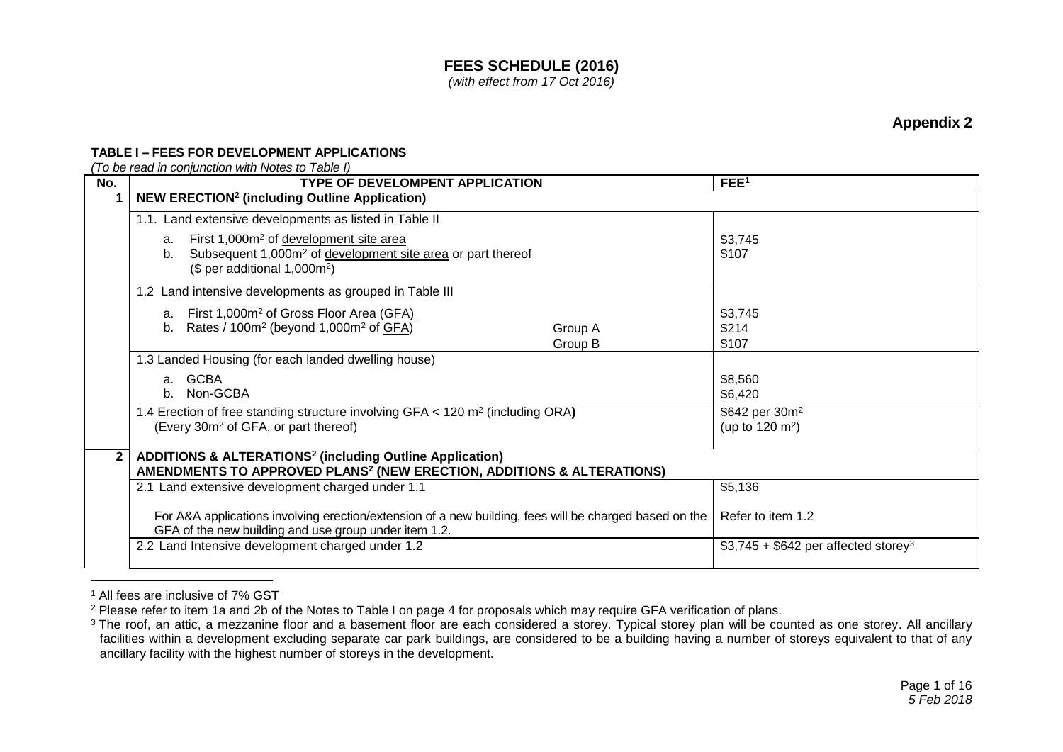# FEES SCHEDULE (2016)

*(with effect from 17 Oct 2016)*

**Appendix 2**

**TABLE I – FEES FOR DEVELOPMENT APPLICATIONS**

*(To be read in conjunction with Notes to Table I)*

| No. | TYPE OF DEVELOPMENT APPLICATION | | FEE[1] |
|---|---|---|---|
| **1** | **NEW ERECTION[2] (including Outline Application)** | | |
| | 1.1. Land extensive developments as listed in Table II | | |
| | a. First 1,000m$^2$ of development site area | | \$3,745 |
| | b. Subsequent 1,000m$^2$ of development site area or part thereof (\$ per additional 1,000m$^2$) | | \$107 |
| | 1.2 Land intensive developments as grouped in Table III | | |
| | a. First 1,000m$^2$ of Gross Floor Area (GFA) | | \$3,745 |
| | b. Rates / 100m$^2$ (beyond 1,000m$^2$ of GFA) | Group A | \$214 |
| | | Group B | \$107 |
| | 1.3 Landed Housing (for each landed dwelling house) | | |
| | a. GCBA | | \$8,560 |
| | b. Non-GCBA | | \$6,420 |
| | 1.4 Erection of free standing structure involving GFA < 120 m$^2$ (including ORA) (Every 30m$^2$ of GFA, or part thereof) | | \$642 per 30m$^2$ (up to 120 m$^2$) |
| **2** | **ADDITIONS & ALTERATIONS[2] (including Outline Application) AMENDMENTS TO APPROVED PLANS[2] (NEW ERECTION, ADDITIONS & ALTERATIONS)** | | |
| | 2.1 Land extensive development charged under 1.1 | | \$5,136 |
| | For A&A applications involving erection/extension of a new building, fees will be charged based on the GFA of the new building and use group under item 1.2. | | Refer to item 1.2 |
| | 2.2 Land Intensive development charged under 1.2 | | \$3,745 + \$642 per affected storey[3] |

[1] All fees are inclusive of 7% GST

[2] Please refer to item 1a and 2b of the Notes to Table I on page 4 for proposals which may require GFA verification of plans.

[3] The roof, an attic, a mezzanine floor and a basement floor are each considered a storey. Typical storey plan will be counted as one storey. All ancillary facilities within a development excluding separate car park buildings, are considered to be a building having a number of storeys equivalent to that of any ancillary facility with the highest number of storeys in the development.

*5 Feb 2018*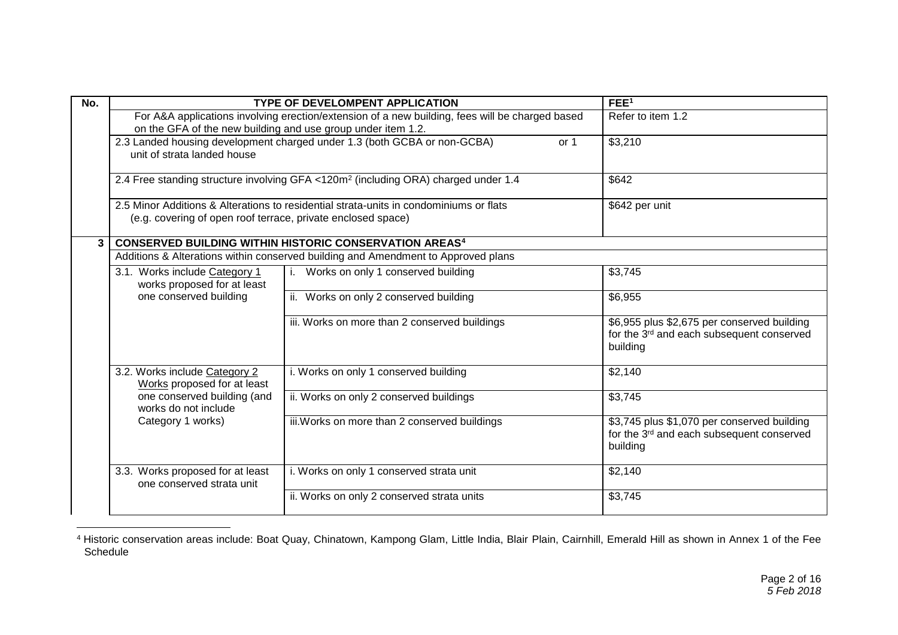| No. | TYPE OF DEVELOMPENT APPLICATION | | FEE[1] |
|---|---|---|---|
| | For A&A applications involving erection/extension of a new building, fees will be charged based on the GFA of the new building and use group under item 1.2. | | Refer to item 1.2 |
| | 2.3 Landed housing development charged under 1.3 (both GCBA or non-GCBA) or 1 unit of strata landed house | | $3,210 |
| | 2.4 Free standing structure involving GFA <120m² (including ORA) charged under 1.4 | | $642 |
| | 2.5 Minor Additions & Alterations to residential strata-units in condominiums or flats (e.g. covering of open roof terrace, private enclosed space) | | $642 per unit |
| **3** | **CONSERVED BUILDING WITHIN HISTORIC CONSERVATION AREAS[4]** | | |
| | Additions & Alterations within conserved building and Amendment to Approved plans | | |
| | 3.1. Works include Category 1 works proposed for at least one conserved building | i. Works on only 1 conserved building | $3,745 |
| | | ii. Works on only 2 conserved building | $6,955 |
| | | iii. Works on more than 2 conserved buildings | $6,955 plus $2,675 per conserved building for the 3rd and each subsequent conserved building |
| | 3.2. Works include Category 2 Works proposed for at least one conserved building (and works do not include Category 1 works) | i. Works on only 1 conserved building | $2,140 |
| | | ii. Works on only 2 conserved buildings | $3,745 |
| | | iii. Works on more than 2 conserved buildings | $3,745 plus $1,070 per conserved building for the 3rd and each subsequent conserved building |
| | 3.3. Works proposed for at least one conserved strata unit | i. Works on only 1 conserved strata unit | $2,140 |
| | | ii. Works on only 2 conserved strata units | $3,745 |

[4] Historic conservation areas include: Boat Quay, Chinatown, Kampong Glam, Little India, Blair Plain, Cairnhill, Emerald Hill as shown in Annex 1 of the Fee Schedule

*5 Feb 2018*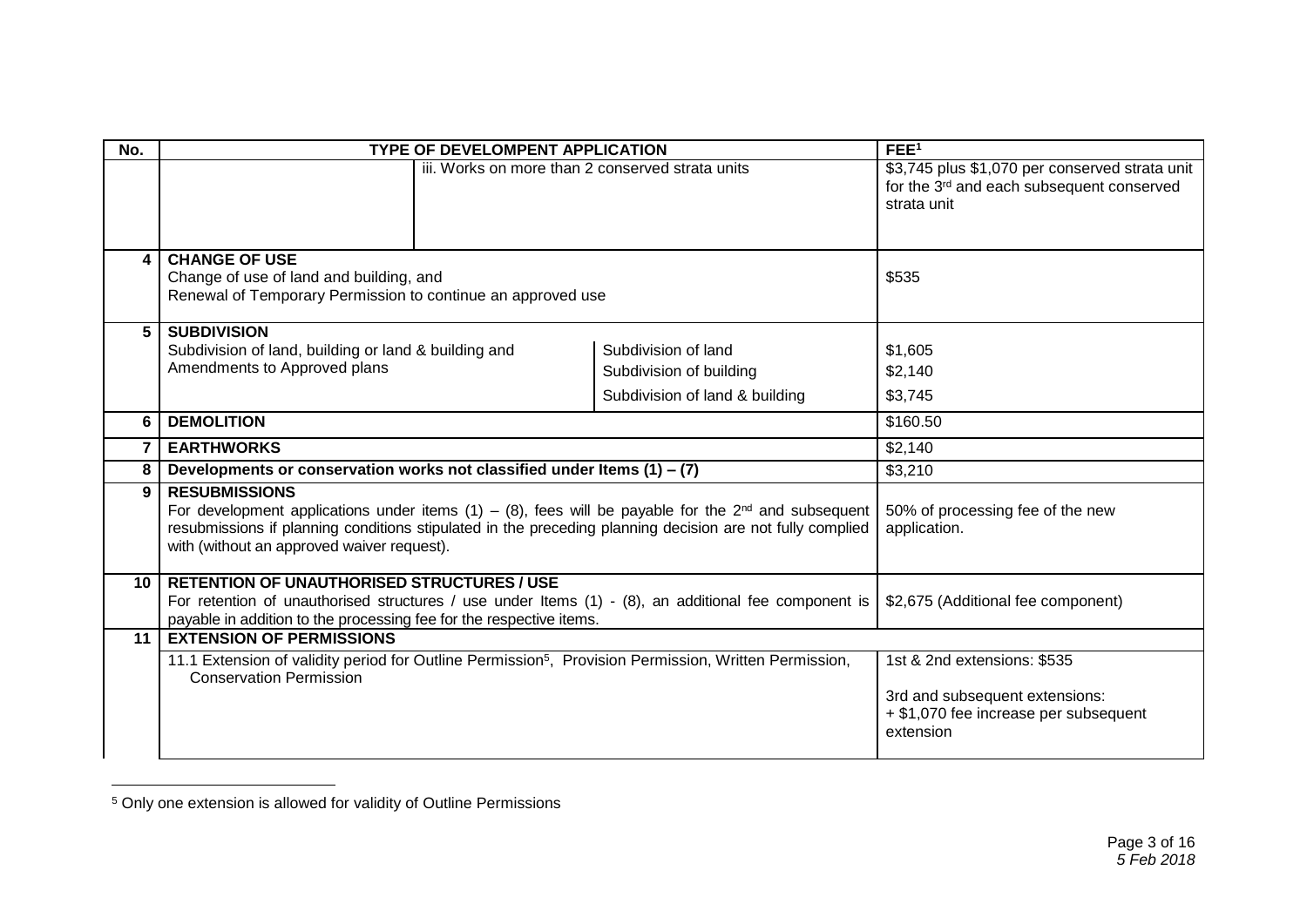| No. | TYPE OF DEVELOMPENT APPLICATION | | | FEE[1] |
|---|---|---|---|---|
| | | iii. Works on more than 2 conserved strata units | | $3,745 plus $1,070 per conserved strata unit for the 3rd and each subsequent conserved strata unit |
| 4 | **CHANGE OF USE**<br>Change of use of land and building, and<br>Renewal of Temporary Permission to continue an approved use | | | $535 |
| 5 | **SUBDIVISION**<br>Subdivision of land, building or land & building and Amendments to Approved plans | | Subdivision of land | $1,605 |
| | | | Subdivision of building | $2,140 |
| | | | Subdivision of land & building | $3,745 |
| 6 | **DEMOLITION** | | | $160.50 |
| 7 | **EARTHWORKS** | | | $2,140 |
| 8 | **Developments or conservation works not classified under Items (1) – (7)** | | | $3,210 |
| 9 | **RESUBMISSIONS**<br>For development applications under items (1) – (8), fees will be payable for the 2nd and subsequent resubmissions if planning conditions stipulated in the preceding planning decision are not fully complied with (without an approved waiver request). | | | 50% of processing fee of the new application. |
| 10 | **RETENTION OF UNAUTHORISED STRUCTURES / USE**<br>For retention of unauthorised structures / use under Items (1) - (8), an additional fee component is payable in addition to the processing fee for the respective items. | | | $2,675 (Additional fee component) |
| 11 | **EXTENSION OF PERMISSIONS** | | | |
| | 11.1 Extension of validity period for Outline Permission[5], Provision Permission, Written Permission, Conservation Permission | | | 1st & 2nd extensions: $535<br><br>3rd and subsequent extensions:<br>+ $1,070 fee increase per subsequent extension |

[5] Only one extension is allowed for validity of Outline Permissions

*5 Feb 2018*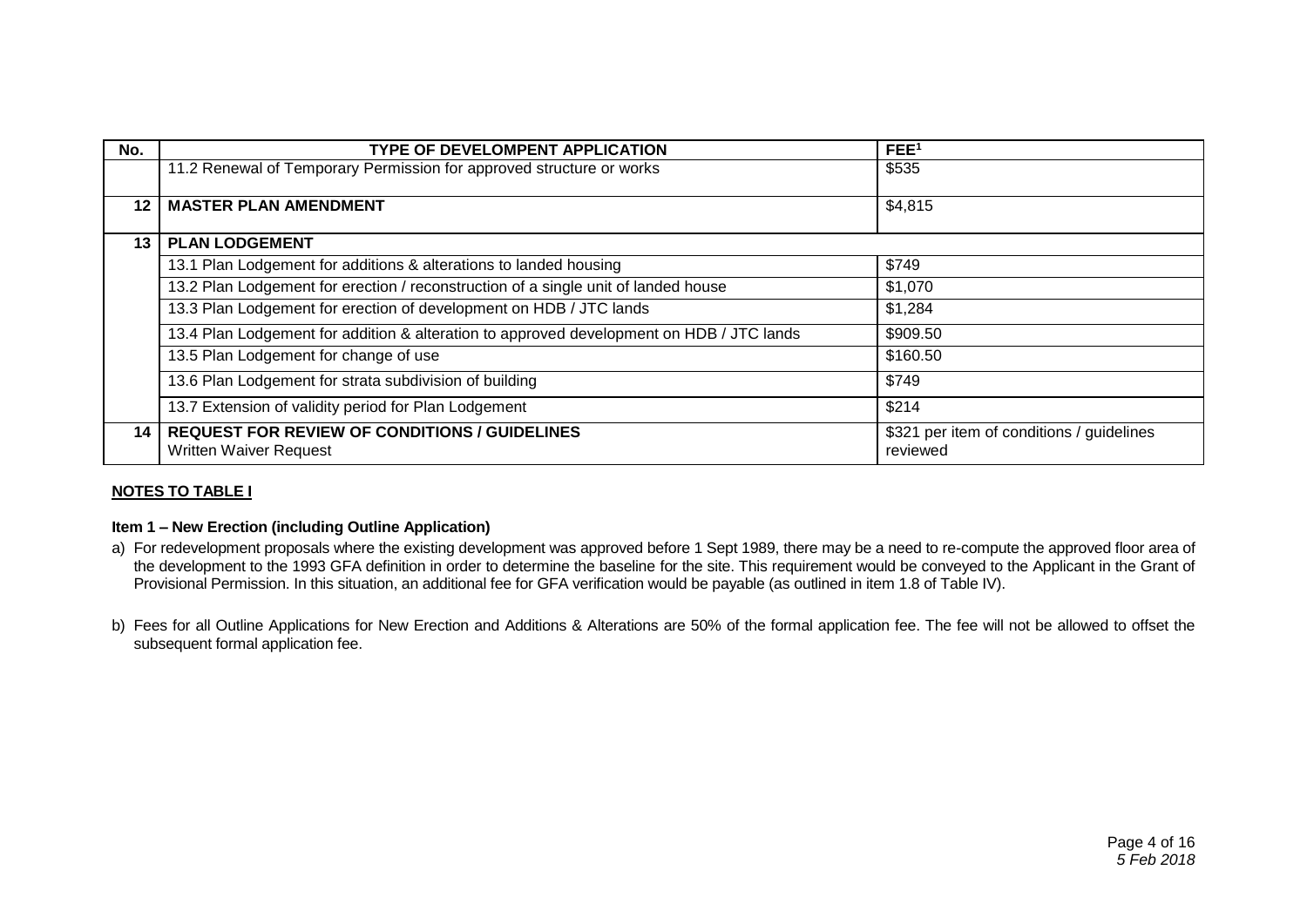| No. | TYPE OF DEVELOMPENT APPLICATION | FEE[1] |
|---|---|---|
| | 11.2 Renewal of Temporary Permission for approved structure or works | $535 |
| 12 | **MASTER PLAN AMENDMENT** | $4,815 |
| 13 | **PLAN LODGEMENT** | |
| | 13.1 Plan Lodgement for additions & alterations to landed housing | $749 |
| | 13.2 Plan Lodgement for erection / reconstruction of a single unit of landed house | $1,070 |
| | 13.3 Plan Lodgement for erection of development on HDB / JTC lands | $1,284 |
| | 13.4 Plan Lodgement for addition & alteration to approved development on HDB / JTC lands | $909.50 |
| | 13.5 Plan Lodgement for change of use | $160.50 |
| | 13.6 Plan Lodgement for strata subdivision of building | $749 |
| | 13.7 Extension of validity period for Plan Lodgement | $214 |
| 14 | **REQUEST FOR REVIEW OF CONDITIONS / GUIDELINES**<br>Written Waiver Request | $321 per item of conditions / guidelines reviewed |

**NOTES TO TABLE I**

**Item 1 – New Erection (including Outline Application)**

a) For redevelopment proposals where the existing development was approved before 1 Sept 1989, there may be a need to re-compute the approved floor area of the development to the 1993 GFA definition in order to determine the baseline for the site. This requirement would be conveyed to the Applicant in the Grant of Provisional Permission. In this situation, an additional fee for GFA verification would be payable (as outlined in item 1.8 of Table IV).

b) Fees for all Outline Applications for New Erection and Additions & Alterations are 50% of the formal application fee. The fee will not be allowed to offset the subsequent formal application fee.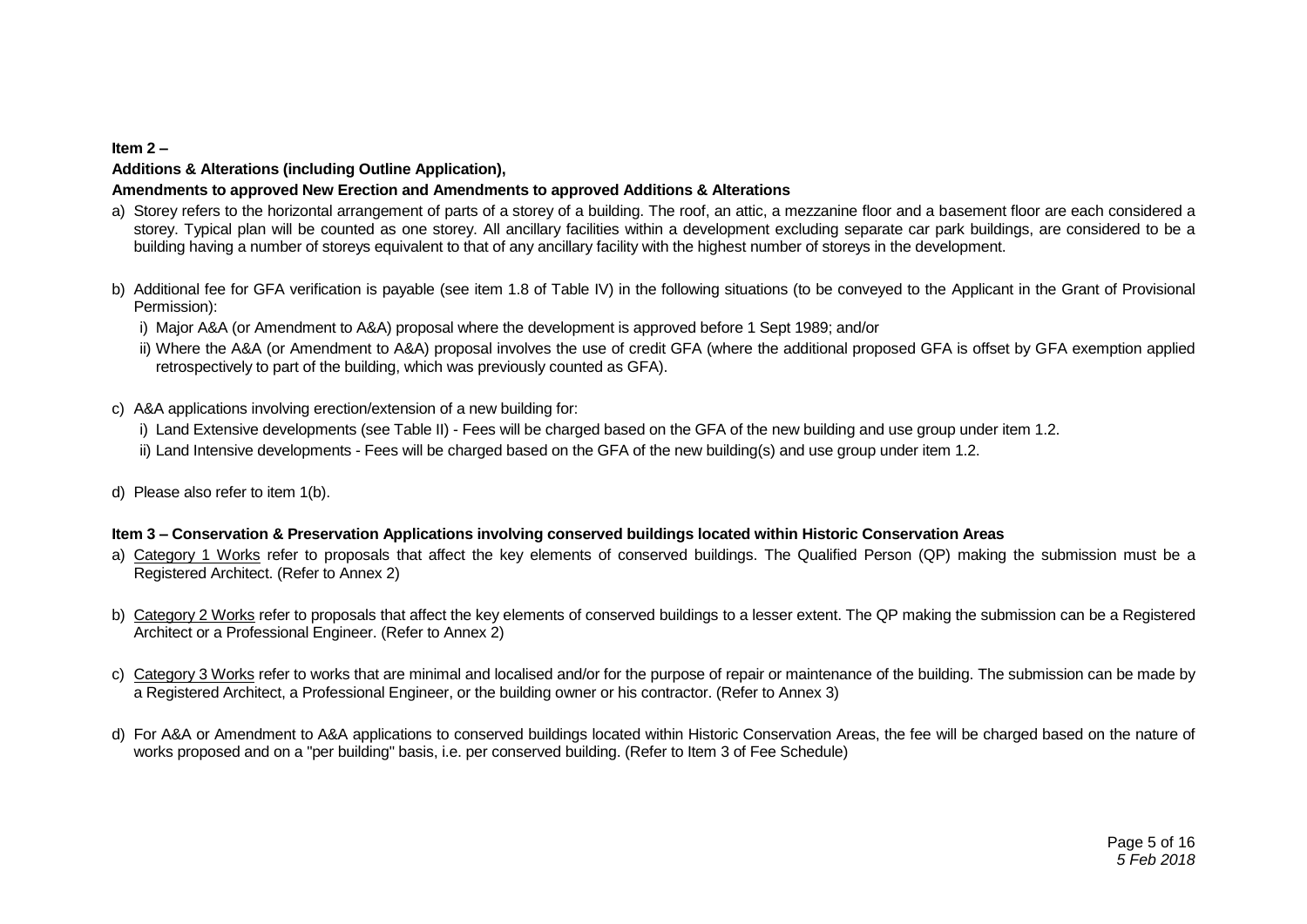**Item 2 –**

**Additions & Alterations (including Outline Application),**

**Amendments to approved New Erection and Amendments to approved Additions & Alterations**

a) Storey refers to the horizontal arrangement of parts of a storey of a building. The roof, an attic, a mezzanine floor and a basement floor are each considered a storey. Typical plan will be counted as one storey. All ancillary facilities within a development excluding separate car park buildings, are considered to be a building having a number of storeys equivalent to that of any ancillary facility with the highest number of storeys in the development.

b) Additional fee for GFA verification is payable (see item 1.8 of Table IV) in the following situations (to be conveyed to the Applicant in the Grant of Provisional Permission):

   i) Major A&A (or Amendment to A&A) proposal where the development is approved before 1 Sept 1989; and/or

   ii) Where the A&A (or Amendment to A&A) proposal involves the use of credit GFA (where the additional proposed GFA is offset by GFA exemption applied retrospectively to part of the building, which was previously counted as GFA).

c) A&A applications involving erection/extension of a new building for:

   i) Land Extensive developments (see Table II) - Fees will be charged based on the GFA of the new building and use group under item 1.2.

   ii) Land Intensive developments - Fees will be charged based on the GFA of the new building(s) and use group under item 1.2.

d) Please also refer to item 1(b).

**Item 3 – Conservation & Preservation Applications involving conserved buildings located within Historic Conservation Areas**

a) Category 1 Works refer to proposals that affect the key elements of conserved buildings. The Qualified Person (QP) making the submission must be a Registered Architect. (Refer to Annex 2)

b) Category 2 Works refer to proposals that affect the key elements of conserved buildings to a lesser extent. The QP making the submission can be a Registered Architect or a Professional Engineer. (Refer to Annex 2)

c) Category 3 Works refer to works that are minimal and localised and/or for the purpose of repair or maintenance of the building. The submission can be made by a Registered Architect, a Professional Engineer, or the building owner or his contractor. (Refer to Annex 3)

d) For A&A or Amendment to A&A applications to conserved buildings located within Historic Conservation Areas, the fee will be charged based on the nature of works proposed and on a "per building" basis, i.e. per conserved building. (Refer to Item 3 of Fee Schedule)

*5 Feb 2018*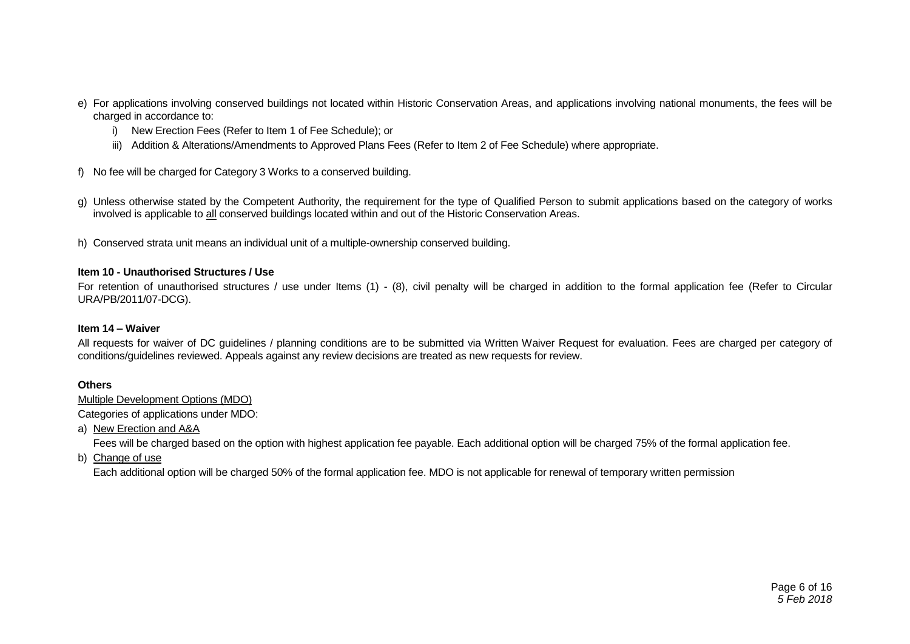e) For applications involving conserved buildings not located within Historic Conservation Areas, and applications involving national monuments, the fees will be charged in accordance to:

    i) New Erection Fees (Refer to Item 1 of Fee Schedule); or

    iii) Addition & Alterations/Amendments to Approved Plans Fees (Refer to Item 2 of Fee Schedule) where appropriate.

f) No fee will be charged for Category 3 Works to a conserved building.

g) Unless otherwise stated by the Competent Authority, the requirement for the type of Qualified Person to submit applications based on the category of works involved is applicable to <u>all</u> conserved buildings located within and out of the Historic Conservation Areas.

h) Conserved strata unit means an individual unit of a multiple-ownership conserved building.

**Item 10 - Unauthorised Structures / Use**

For retention of unauthorised structures / use under Items (1) - (8), civil penalty will be charged in addition to the formal application fee (Refer to Circular URA/PB/2011/07-DCG).

**Item 14 – Waiver**

All requests for waiver of DC guidelines / planning conditions are to be submitted via Written Waiver Request for evaluation. Fees are charged per category of conditions/guidelines reviewed. Appeals against any review decisions are treated as new requests for review.

**Others**

<u>Multiple Development Options (MDO)</u>

Categories of applications under MDO:

a) <u>New Erection and A&A</u>

    Fees will be charged based on the option with highest application fee payable. Each additional option will be charged 75% of the formal application fee.

b) <u>Change of use</u>

    Each additional option will be charged 50% of the formal application fee. MDO is not applicable for renewal of temporary written permission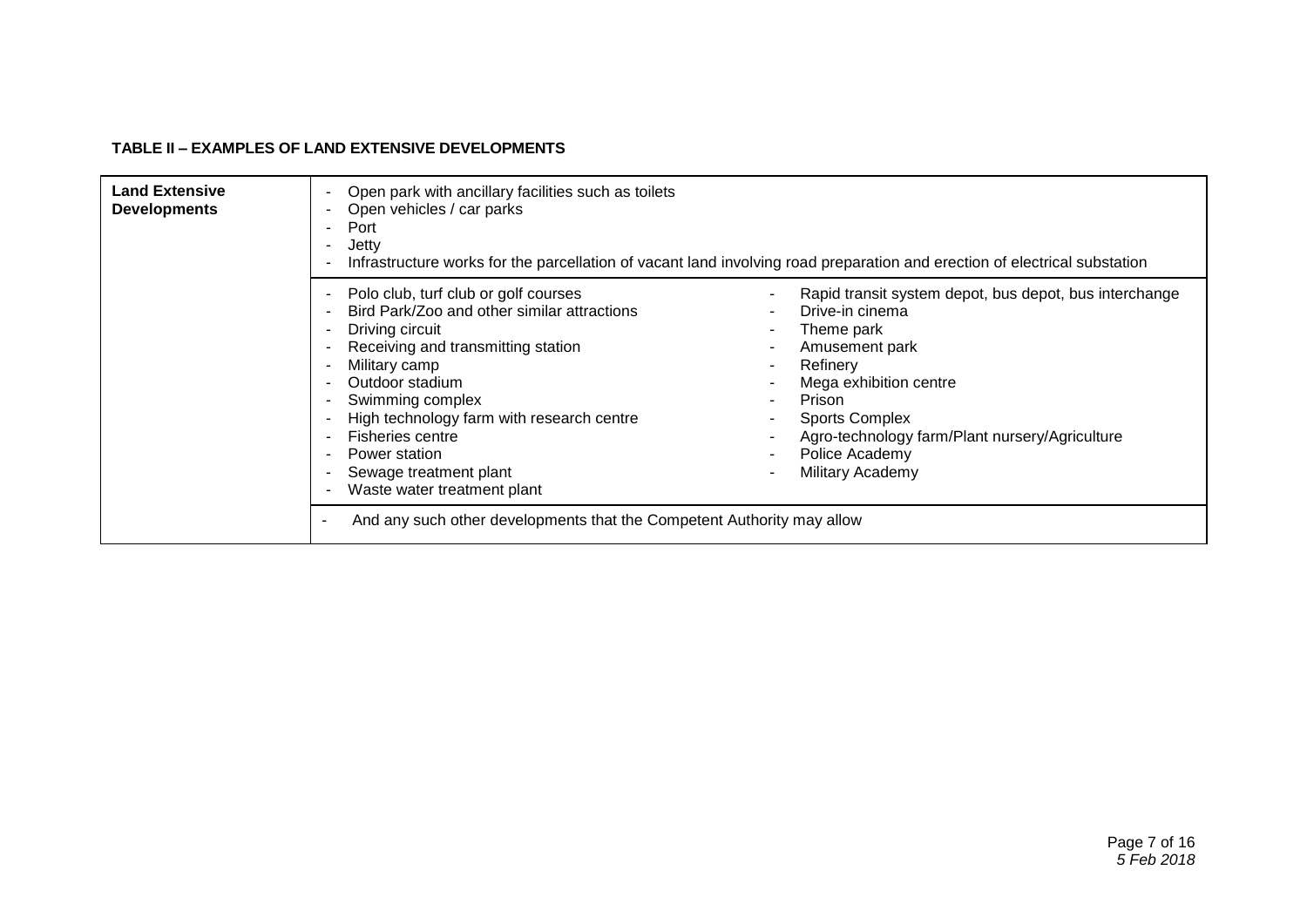**TABLE II – EXAMPLES OF LAND EXTENSIVE DEVELOPMENTS**

| **Land Extensive Developments** | | |
|---|---|---|
| | - Open park with ancillary facilities such as toilets<br>- Open vehicles / car parks<br>- Port<br>- Jetty<br>- Infrastructure works for the parcellation of vacant land involving road preparation and erection of electrical substation | |
| | - Polo club, turf club or golf courses<br>- Bird Park/Zoo and other similar attractions<br>- Driving circuit<br>- Receiving and transmitting station<br>- Military camp<br>- Outdoor stadium<br>- Swimming complex<br>- High technology farm with research centre<br>- Fisheries centre<br>- Power station<br>- Sewage treatment plant<br>- Waste water treatment plant | - Rapid transit system depot, bus depot, bus interchange<br>- Drive-in cinema<br>- Theme park<br>- Amusement park<br>- Refinery<br>- Mega exhibition centre<br>- Prison<br>- Sports Complex<br>- Agro-technology farm/Plant nursery/Agriculture<br>- Police Academy<br>- Military Academy |
| | - And any such other developments that the Competent Authority may allow | |

*5 Feb 2018*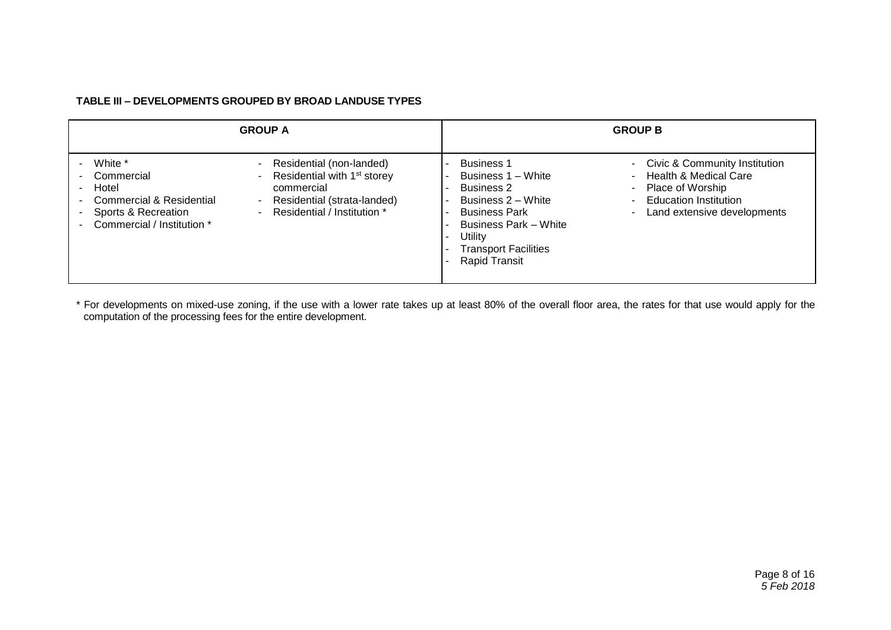**TABLE III – DEVELOPMENTS GROUPED BY BROAD LANDUSE TYPES**

| GROUP A | | GROUP B | |
|---|---|---|---|
| - White *<br>- Commercial<br>- Hotel<br>- Commercial & Residential<br>- Sports & Recreation<br>- Commercial / Institution * | - Residential (non-landed)<br>- Residential with 1st storey commercial<br>- Residential (strata-landed)<br>- Residential / Institution * | - Business 1<br>- Business 1 – White<br>- Business 2<br>- Business 2 – White<br>- Business Park<br>- Business Park – White<br>- Utility<br>- Transport Facilities<br>- Rapid Transit | - Civic & Community Institution<br>- Health & Medical Care<br>- Place of Worship<br>- Education Institution<br>- Land extensive developments |

\* For developments on mixed-use zoning, if the use with a lower rate takes up at least 80% of the overall floor area, the rates for that use would apply for the computation of the processing fees for the entire development.

*5 Feb 2018*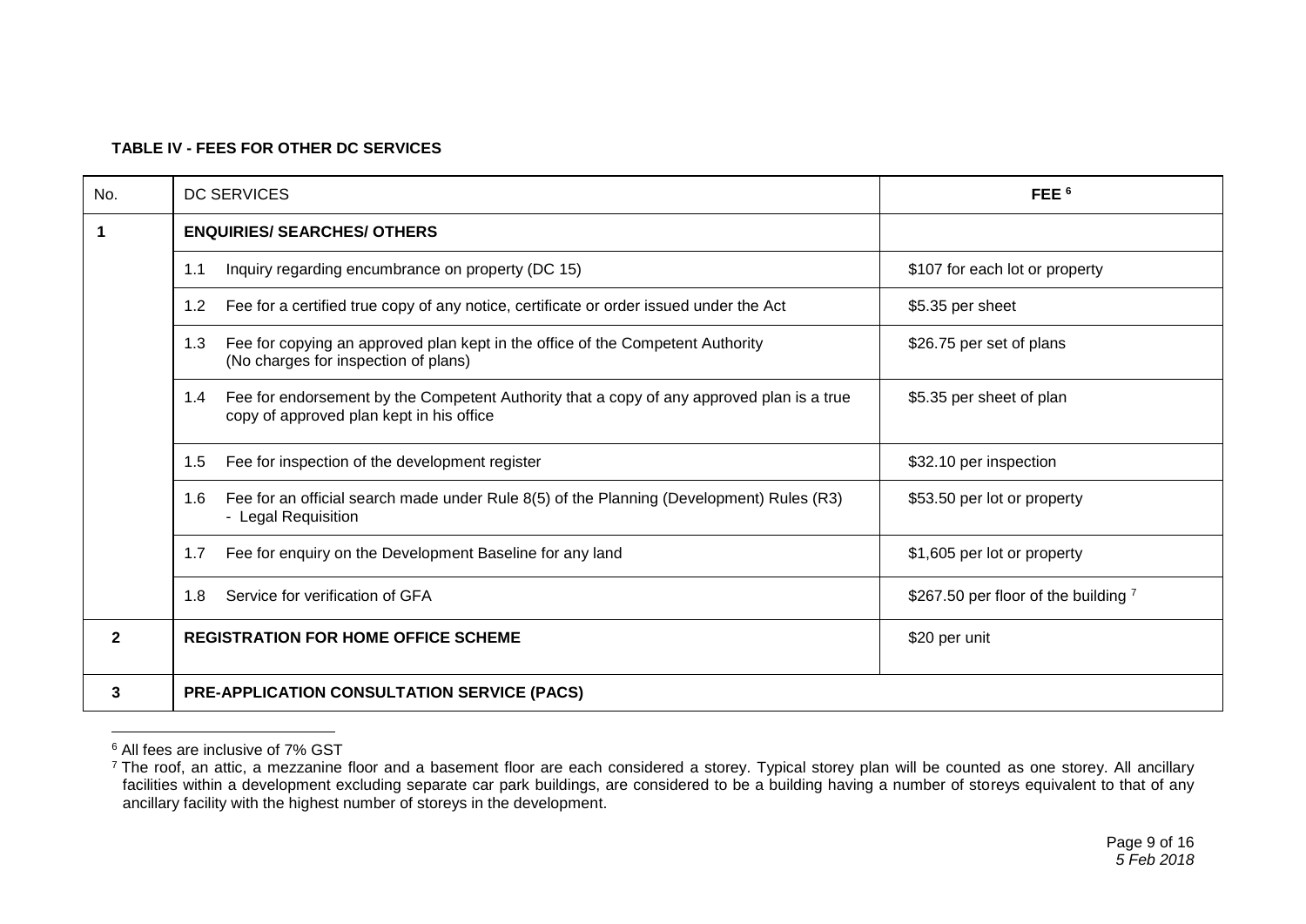**TABLE IV - FEES FOR OTHER DC SERVICES**

| No. | DC SERVICES | FEE [6] |
|---|---|---|
| **1** | **ENQUIRIES/ SEARCHES/ OTHERS** | |
| | 1.1 Inquiry regarding encumbrance on property (DC 15) | $107 for each lot or property |
| | 1.2 Fee for a certified true copy of any notice, certificate or order issued under the Act | $5.35 per sheet |
| | 1.3 Fee for copying an approved plan kept in the office of the Competent Authority (No charges for inspection of plans) | $26.75 per set of plans |
| | 1.4 Fee for endorsement by the Competent Authority that a copy of any approved plan is a true copy of approved plan kept in his office | $5.35 per sheet of plan |
| | 1.5 Fee for inspection of the development register | $32.10 per inspection |
| | 1.6 Fee for an official search made under Rule 8(5) of the Planning (Development) Rules (R3) - Legal Requisition | $53.50 per lot or property |
| | 1.7 Fee for enquiry on the Development Baseline for any land | $1,605 per lot or property |
| | 1.8 Service for verification of GFA | $267.50 per floor of the building [7] |
| **2** | **REGISTRATION FOR HOME OFFICE SCHEME** | $20 per unit |
| **3** | **PRE-APPLICATION CONSULTATION SERVICE (PACS)** | |

[6] All fees are inclusive of 7% GST

[7] The roof, an attic, a mezzanine floor and a basement floor are each considered a storey. Typical storey plan will be counted as one storey. All ancillary facilities within a development excluding separate car park buildings, are considered to be a building having a number of storeys equivalent to that of any ancillary facility with the highest number of storeys in the development.

*5 Feb 2018*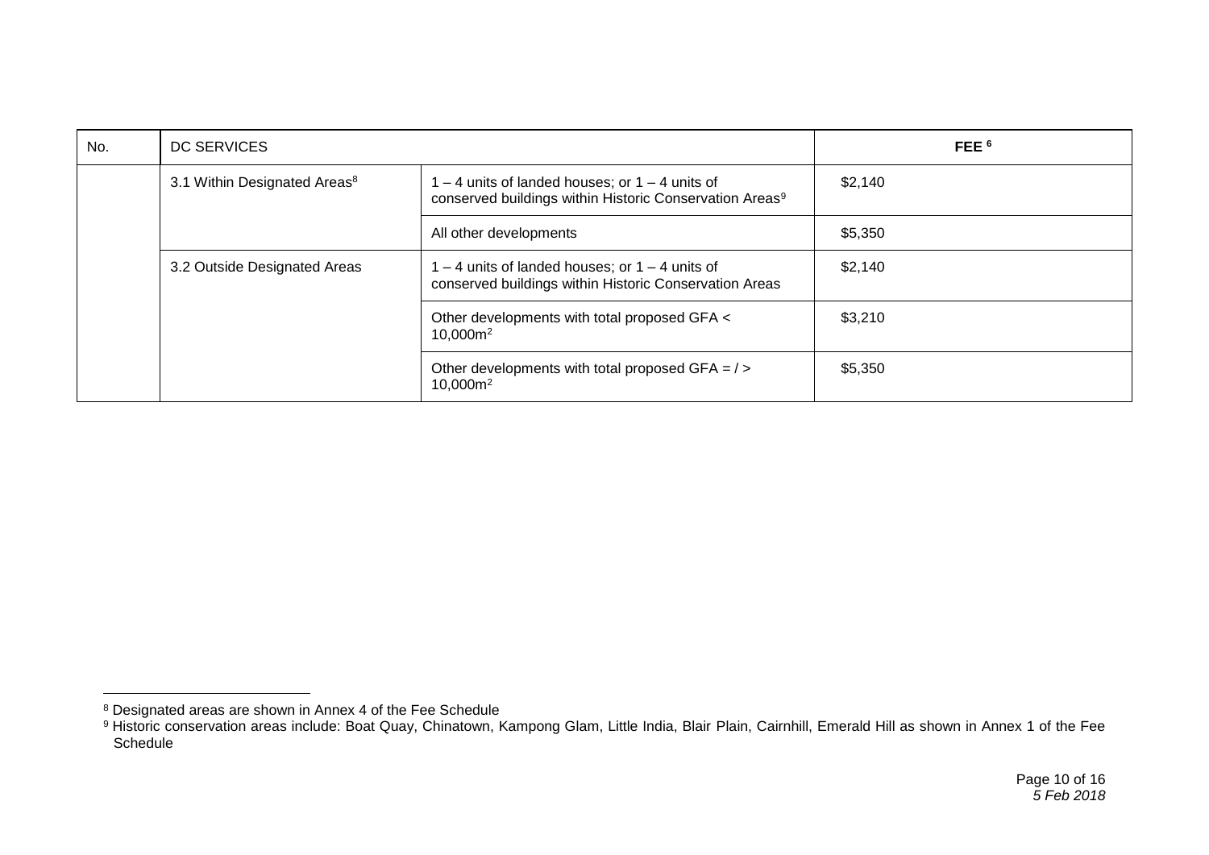| No. | DC SERVICES | | FEE [6] |
|---|---|---|---|
| | 3.1 Within Designated Areas[8] | 1 – 4 units of landed houses; or 1 – 4 units of conserved buildings within Historic Conservation Areas[9] | $2,140 |
| | | All other developments | $5,350 |
| | 3.2 Outside Designated Areas | 1 – 4 units of landed houses; or 1 – 4 units of conserved buildings within Historic Conservation Areas | $2,140 |
| | | Other developments with total proposed GFA < 10,000m$^2$ | $3,210 |
| | | Other developments with total proposed GFA = / > 10,000m$^2$ | $5,350 |

[8] Designated areas are shown in Annex 4 of the Fee Schedule

[9] Historic conservation areas include: Boat Quay, Chinatown, Kampong Glam, Little India, Blair Plain, Cairnhill, Emerald Hill as shown in Annex 1 of the Fee Schedule

*5 Feb 2018*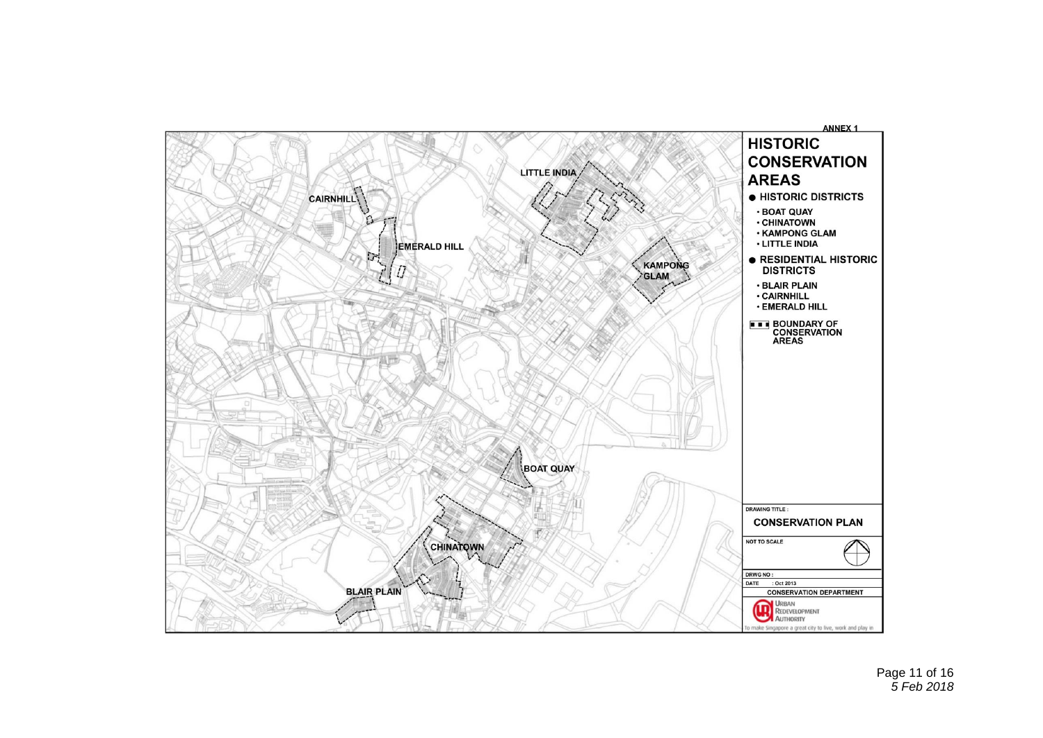ANNEX 1

# HISTORIC CONSERVATION AREAS

- **HISTORIC DISTRICTS**
  - BOAT QUAY
  - CHINATOWN
  - KAMPONG GLAM
  - LITTLE INDIA
- **RESIDENTIAL HISTORIC DISTRICTS**
  - BLAIR PLAIN
  - CAIRNHILL
  - EMERALD HILL

BOUNDARY OF CONSERVATION AREAS

LITTLE INDIA

CAIRNHILL

EMERALD HILL

KAMPONG GLAM

BOAT QUAY

CHINATOWN

BLAIR PLAIN

DRAWING TITLE :

**CONSERVATION PLAN**

NOT TO SCALE

DRWG NO :

DATE : Oct 2013

CONSERVATION DEPARTMENT

URBAN REDEVELOPMENT AUTHORITY

To make Singapore a great city to live, work and play in

*5 Feb 2018*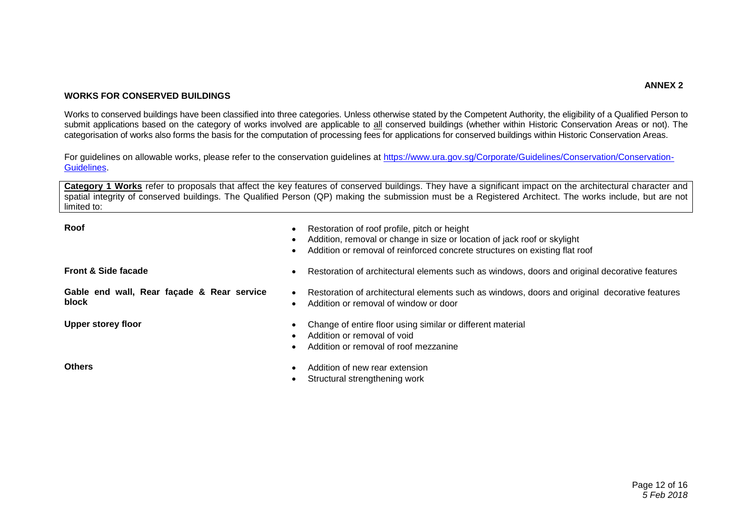**ANNEX 2**

## WORKS FOR CONSERVED BUILDINGS

Works to conserved buildings have been classified into three categories. Unless otherwise stated by the Competent Authority, the eligibility of a Qualified Person to submit applications based on the category of works involved are applicable to all conserved buildings (whether within Historic Conservation Areas or not). The categorisation of works also forms the basis for the computation of processing fees for applications for conserved buildings within Historic Conservation Areas.

For guidelines on allowable works, please refer to the conservation guidelines at [https://www.ura.gov.sg/Corporate/Guidelines/Conservation/Conservation-Guidelines](https://www.ura.gov.sg/Corporate/Guidelines/Conservation/Conservation-Guidelines).

**Category 1 Works** refer to proposals that affect the key features of conserved buildings. They have a significant impact on the architectural character and spatial integrity of conserved buildings. The Qualified Person (QP) making the submission must be a Registered Architect. The works include, but are not limited to:

| | |
|---|---|
| **Roof** | • Restoration of roof profile, pitch or height<br>• Addition, removal or change in size or location of jack roof or skylight<br>• Addition or removal of reinforced concrete structures on existing flat roof |
| **Front & Side facade** | • Restoration of architectural elements such as windows, doors and original decorative features |
| **Gable end wall, Rear façade & Rear service block** | • Restoration of architectural elements such as windows, doors and original decorative features<br>• Addition or removal of window or door |
| **Upper storey floor** | • Change of entire floor using similar or different material<br>• Addition or removal of void<br>• Addition or removal of roof mezzanine |
| **Others** | • Addition of new rear extension<br>• Structural strengthening work |

*5 Feb 2018*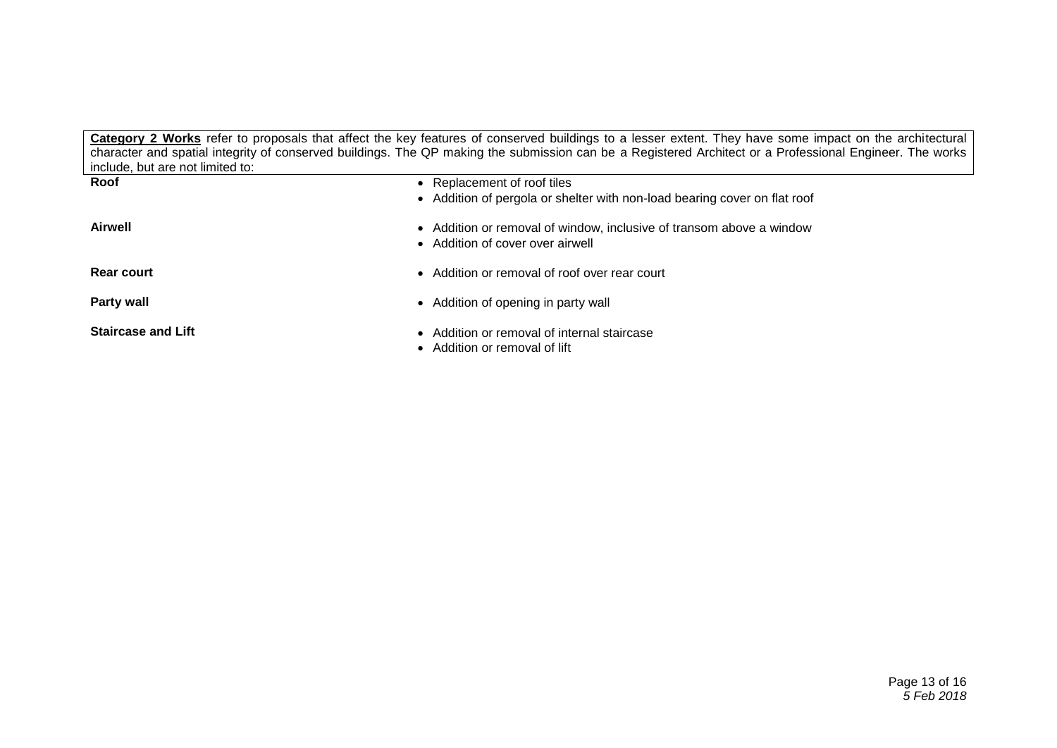**<u>Category 2 Works</u>** refer to proposals that affect the key features of conserved buildings to a lesser extent. They have some impact on the architectural character and spatial integrity of conserved buildings. The QP making the submission can be a Registered Architect or a Professional Engineer. The works include, but are not limited to:

| | |
|---|---|
| **Roof** | • Replacement of roof tiles<br>• Addition of pergola or shelter with non-load bearing cover on flat roof |
| **Airwell** | • Addition or removal of window, inclusive of transom above a window<br>• Addition of cover over airwell |
| **Rear court** | • Addition or removal of roof over rear court |
| **Party wall** | • Addition of opening in party wall |
| **Staircase and Lift** | • Addition or removal of internal staircase<br>• Addition or removal of lift |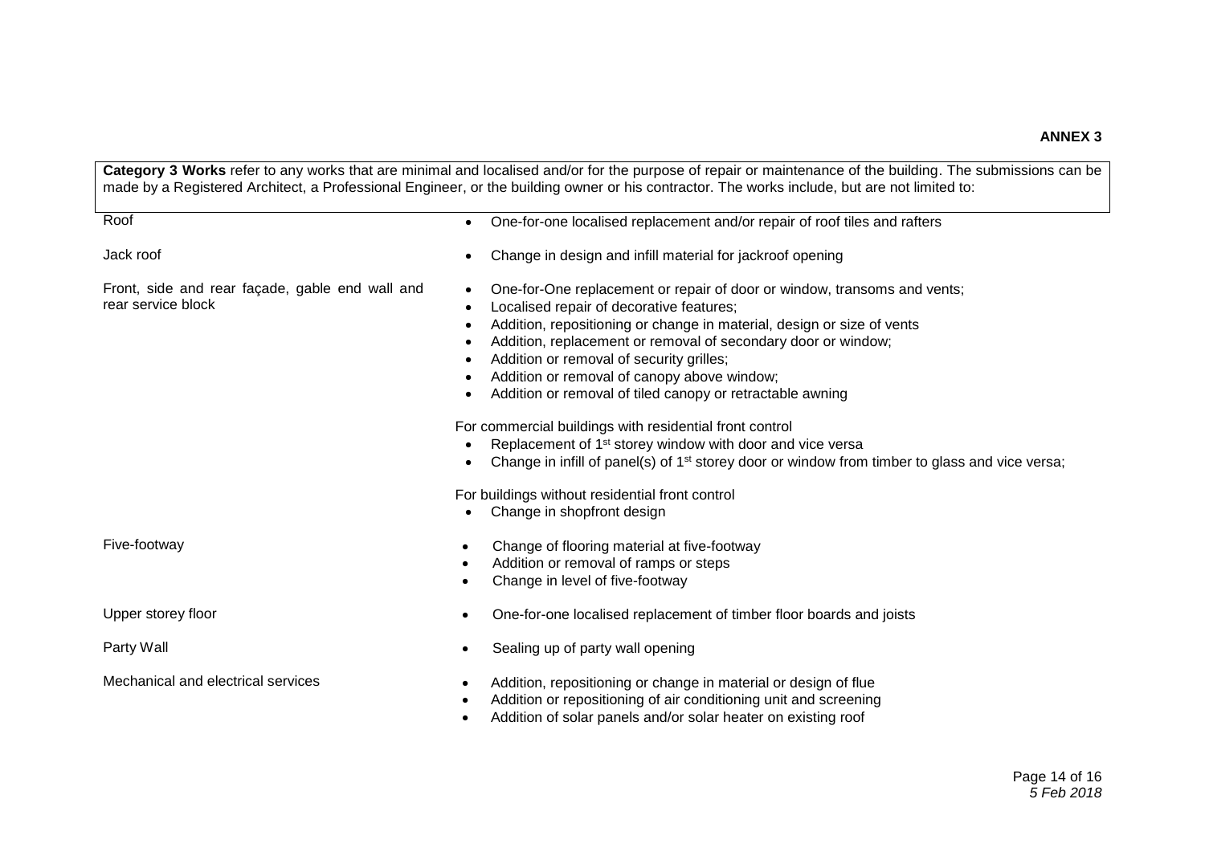**ANNEX 3**

**Category 3 Works** refer to any works that are minimal and localised and/or for the purpose of repair or maintenance of the building. The submissions can be made by a Registered Architect, a Professional Engineer, or the building owner or his contractor. The works include, but are not limited to:

| | |
|---|---|
| Roof | • One-for-one localised replacement and/or repair of roof tiles and rafters |
| Jack roof | • Change in design and infill material for jackroof opening |
| Front, side and rear façade, gable end wall and rear service block | • One-for-One replacement or repair of door or window, transoms and vents;<br>• Localised repair of decorative features;<br>• Addition, repositioning or change in material, design or size of vents<br>• Addition, replacement or removal of secondary door or window;<br>• Addition or removal of security grilles;<br>• Addition or removal of canopy above window;<br>• Addition or removal of tiled canopy or retractable awning<br><br>For commercial buildings with residential front control<br>• Replacement of 1st storey window with door and vice versa<br>• Change in infill of panel(s) of 1st storey door or window from timber to glass and vice versa;<br><br>For buildings without residential front control<br>• Change in shopfront design |
| Five-footway | • Change of flooring material at five-footway<br>• Addition or removal of ramps or steps<br>• Change in level of five-footway |
| Upper storey floor | • One-for-one localised replacement of timber floor boards and joists |
| Party Wall | • Sealing up of party wall opening |
| Mechanical and electrical services | • Addition, repositioning or change in material or design of flue<br>• Addition or repositioning of air conditioning unit and screening<br>• Addition of solar panels and/or solar heater on existing roof |

*5 Feb 2018*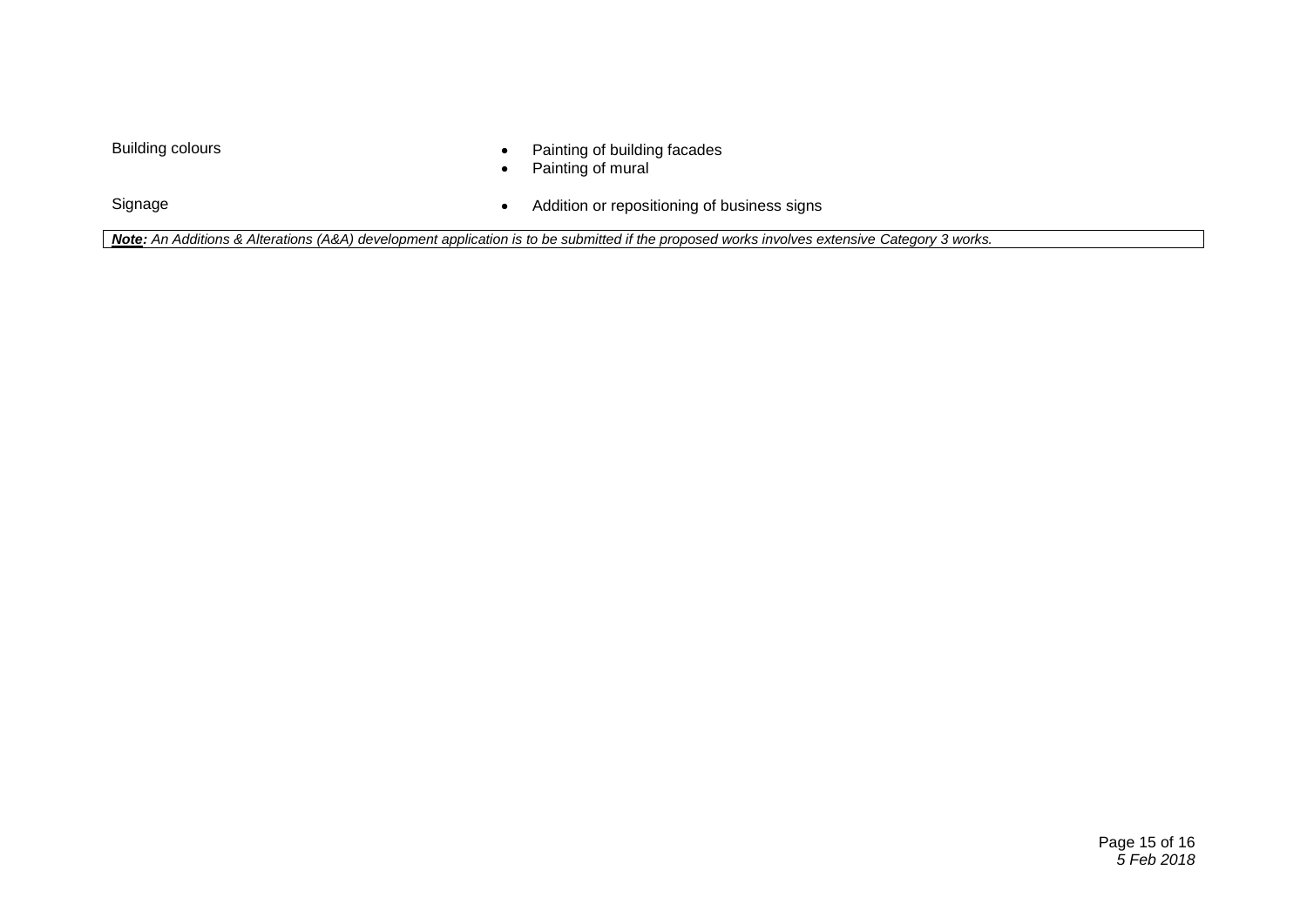| | |
|---|---|
| Building colours | • Painting of building facades<br>• Painting of mural |
| Signage | • Addition or repositioning of business signs |

***Note:*** *An Additions & Alterations (A&A) development application is to be submitted if the proposed works involves extensive Category 3 works.*

*5 Feb 2018*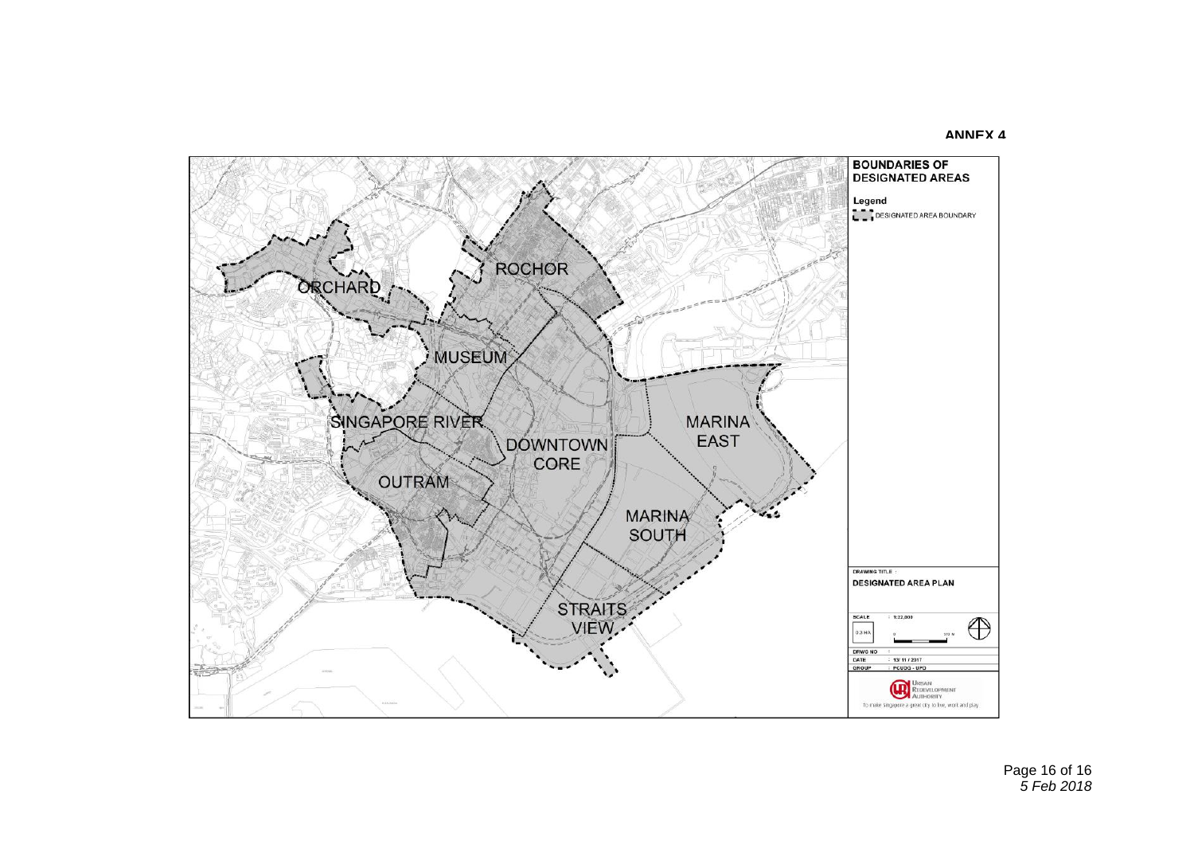**ANNEX 4**

ORCHARD

ROCHOR

MUSEUM

SINGAPORE RIVER

DOWNTOWN CORE

OUTRAM

MARINA EAST

MARINA SOUTH

STRAITS VIEW

**BOUNDARIES OF DESIGNATED AREAS**

**Legend**

DESIGNATED AREA BOUNDARY

DRAWING TITLE :

**DESIGNATED AREA PLAN**

SCALE : 1:22,000

DRWG NO :

DATE : 13/ 11 / 2017

GROUP : PCUDG - UPD

URBAN REDEVELOPMENT AUTHORITY

To make Singapore a great city to live, work and play